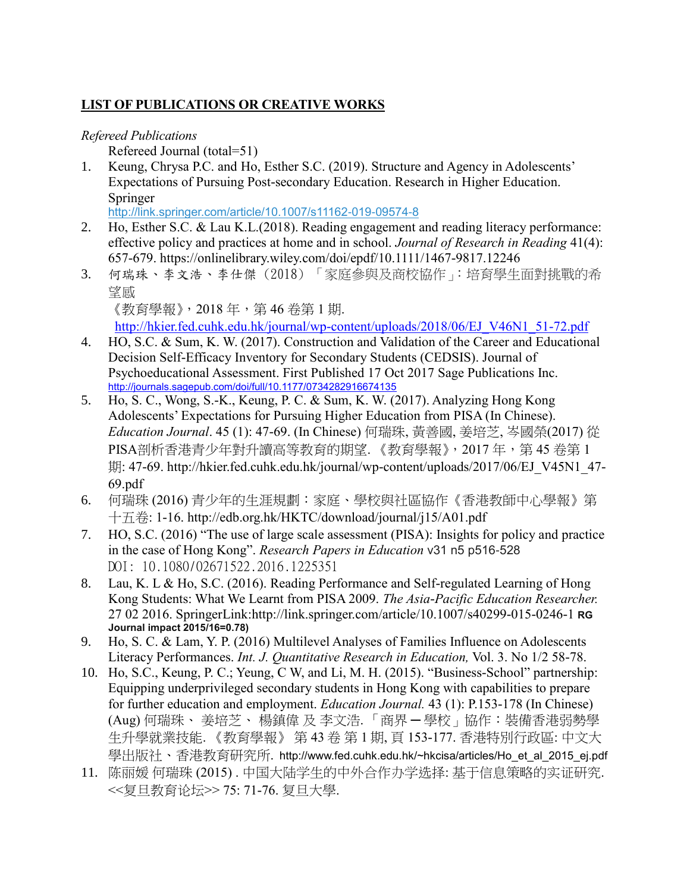## LIST OF PUBLICATIONS OR CREATIVE WORKS

*Refereed Publications*

Refereed Journal (total=51)

1. Keung, Chrysa P.C. and Ho, Esther S.C. (2019). Structure and Agency in Adolescents' Expectations of Pursuing Post-secondary Education. Research in Higher Education. Springer http://link.springer.com/article/10.1007/s11162-019-09574-8
2. Ho, Esther S.C. & Lau K.L.(2018). Reading engagement and reading literacy performance: effective policy and practices at home and in school. *Journal of Research in Reading* 41(4): 657-679. https://onlinelibrary.wiley.com/doi/epdf/10.1111/1467-9817.12246
3. 何瑞珠、李文浩、李仕傑（2018）「家庭參與及商校協作」：培育學生面對挑戰的希望感
   《教育學報》，2018 年，第 46 卷第 1 期.
   http://hkier.fed.cuhk.edu.hk/journal/wp-content/uploads/2018/06/EJ_V46N1_51-72.pdf
4. HO, S.C. & Sum, K. W. (2017). Construction and Validation of the Career and Educational Decision Self-Efficacy Inventory for Secondary Students (CEDSIS). Journal of Psychoeducational Assessment. First Published 17 Oct 2017 Sage Publications Inc. http://journals.sagepub.com/doi/full/10.1177/0734282916674135
5. Ho, S. C., Wong, S.-K., Keung, P. C. & Sum, K. W. (2017). Analyzing Hong Kong Adolescents' Expectations for Pursuing Higher Education from PISA (In Chinese). *Education Journal*. 45 (1): 47-69. (In Chinese) 何瑞珠, 黃善國, 姜培芝, 岑國榮(2017) 從PISA剖析香港青少年對升讀高等教育的期望. 《教育學報》，2017 年，第 45 卷第 1 期: 47-69. http://hkier.fed.cuhk.edu.hk/journal/wp-content/uploads/2017/06/EJ_V45N1_47-69.pdf
6. 何瑞珠 (2016) 青少年的生涯規劃：家庭、學校與社區協作《香港教師中心學報》第十五卷: 1-16. http://edb.org.hk/HKTC/download/journal/j15/A01.pdf
7. HO, S.C. (2016) "The use of large scale assessment (PISA): Insights for policy and practice in the case of Hong Kong". *Research Papers in Education* v31 n5 p516-528 DOI: 10.1080/02671522.2016.1225351
8. Lau, K. L & Ho, S.C. (2016). Reading Performance and Self-regulated Learning of Hong Kong Students: What We Learnt from PISA 2009. *The Asia-Pacific Education Researcher.* 27 02 2016. SpringerLink:http://link.springer.com/article/10.1007/s40299-015-0246-1 **RG Journal impact 2015/16=0.78)**
9. Ho, S. C. & Lam, Y. P. (2016) Multilevel Analyses of Families Influence on Adolescents Literacy Performances. *Int. J. Quantitative Research in Education,* Vol. 3. No 1/2 58-78.
10. Ho, S.C., Keung, P. C.; Yeung, C W, and Li, M. H. (2015). "Business-School" partnership: Equipping underprivileged secondary students in Hong Kong with capabilities to prepare for further education and employment. *Education Journal.* 43 (1): P.153-178 (In Chinese) (Aug) 何瑞珠、 姜培芝、 楊鎮偉 及 李文浩.「商界－學校」協作：裝備香港弱勢學生升學就業技能. 《教育學報》 第 43 卷 第 1 期, 頁 153-177. 香港特別行政區: 中文大學出版社、香港教育研究所. http://www.fed.cuhk.edu.hk/~hkcisa/articles/Ho_et_al_2015_ej.pdf
11. 陈丽媛 何瑞珠 (2015) . 中国大陆学生的中外合作办学选择: 基于信息策略的实证研究. <<复旦教育论坛>> 75: 71-76. 复旦大學.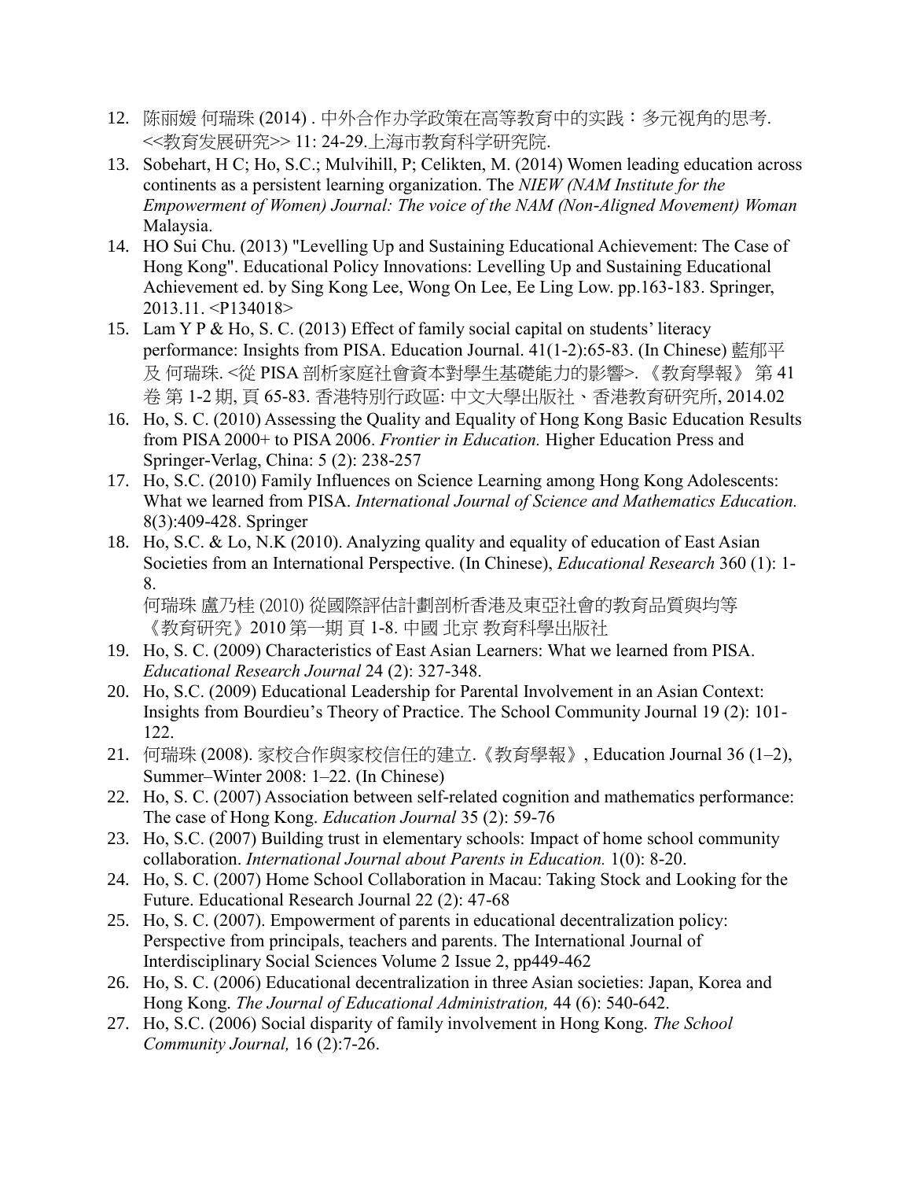12. 陈丽媛 何瑞珠 (2014) . 中外合作办学政策在高等教育中的实践：多元视角的思考. <<教育发展研究>> 11: 24-29.上海市教育科学研究院.
13. Sobehart, H C; Ho, S.C.; Mulvihill, P; Celikten, M. (2014) Women leading education across continents as a persistent learning organization. The *NIEW (NAM Institute for the Empowerment of Women) Journal: The voice of the NAM (Non-Aligned Movement) Woman* Malaysia.
14. HO Sui Chu. (2013) "Levelling Up and Sustaining Educational Achievement: The Case of Hong Kong". Educational Policy Innovations: Levelling Up and Sustaining Educational Achievement ed. by Sing Kong Lee, Wong On Lee, Ee Ling Low. pp.163-183. Springer, 2013.11. <P134018>
15. Lam Y P & Ho, S. C. (2013) Effect of family social capital on students' literacy performance: Insights from PISA. Education Journal. 41(1-2):65-83. (In Chinese) 藍郁平 及 何瑞珠. <從 PISA 剖析家庭社會資本對學生基礎能力的影響>. 《教育學報》 第 41 卷 第 1-2 期, 頁 65-83. 香港特別行政區: 中文大學出版社、香港教育研究所, 2014.02
16. Ho, S. C. (2010) Assessing the Quality and Equality of Hong Kong Basic Education Results from PISA 2000+ to PISA 2006. *Frontier in Education.* Higher Education Press and Springer-Verlag, China: 5 (2): 238-257
17. Ho, S.C. (2010) Family Influences on Science Learning among Hong Kong Adolescents: What we learned from PISA. *International Journal of Science and Mathematics Education.* 8(3):409-428. Springer
18. Ho, S.C. & Lo, N.K (2010). Analyzing quality and equality of education of East Asian Societies from an International Perspective. (In Chinese), *Educational Research* 360 (1): 1-8.
    何瑞珠 盧乃桂 (2010) 從國際評估計劃剖析香港及東亞社會的教育品質與均等 《教育研究》2010 第一期 頁 1-8. 中國 北京 教育科學出版社
19. Ho, S. C. (2009) Characteristics of East Asian Learners: What we learned from PISA. *Educational Research Journal* 24 (2): 327-348.
20. Ho, S.C. (2009) Educational Leadership for Parental Involvement in an Asian Context: Insights from Bourdieu's Theory of Practice. The School Community Journal 19 (2): 101-122.
21. 何瑞珠 (2008). 家校合作與家校信任的建立.《教育學報》, Education Journal 36 (1–2), Summer–Winter 2008: 1–22. (In Chinese)
22. Ho, S. C. (2007) Association between self-related cognition and mathematics performance: The case of Hong Kong. *Education Journal* 35 (2): 59-76
23. Ho, S.C. (2007) Building trust in elementary schools: Impact of home school community collaboration. *International Journal about Parents in Education.* 1(0): 8-20.
24. Ho, S. C. (2007) Home School Collaboration in Macau: Taking Stock and Looking for the Future. Educational Research Journal 22 (2): 47-68
25. Ho, S. C. (2007). Empowerment of parents in educational decentralization policy: Perspective from principals, teachers and parents. The International Journal of Interdisciplinary Social Sciences Volume 2 Issue 2, pp449-462
26. Ho, S. C. (2006) Educational decentralization in three Asian societies: Japan, Korea and Hong Kong. *The Journal of Educational Administration,* 44 (6): 540-642.
27. Ho, S.C. (2006) Social disparity of family involvement in Hong Kong. *The School Community Journal,* 16 (2):7-26.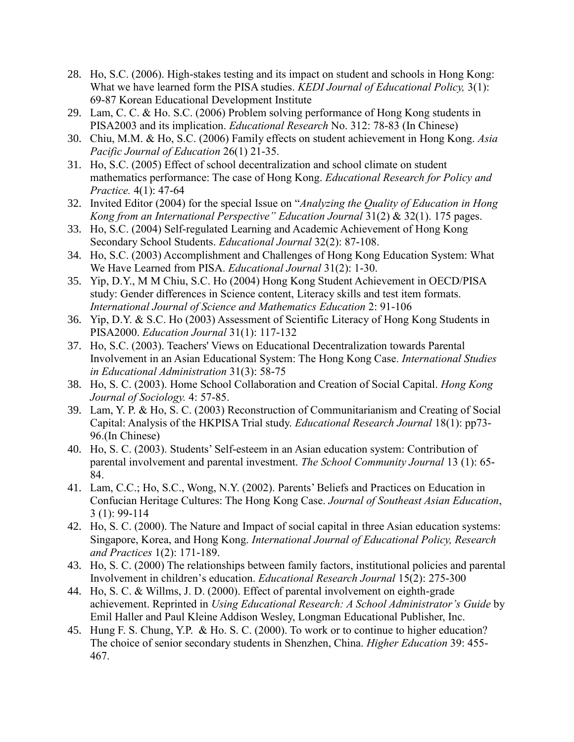28. Ho, S.C. (2006). High-stakes testing and its impact on student and schools in Hong Kong: What we have learned form the PISA studies. *KEDI Journal of Educational Policy,* 3(1): 69-87 Korean Educational Development Institute
29. Lam, C. C. & Ho. S.C. (2006) Problem solving performance of Hong Kong students in PISA2003 and its implication. *Educational Research* No. 312: 78-83 (In Chinese)
30. Chiu, M.M. & Ho, S.C. (2006) Family effects on student achievement in Hong Kong. *Asia Pacific Journal of Education* 26(1) 21-35.
31. Ho, S.C. (2005) Effect of school decentralization and school climate on student mathematics performance: The case of Hong Kong. *Educational Research for Policy and Practice.* 4(1): 47-64
32. Invited Editor (2004) for the special Issue on "*Analyzing the Quality of Education in Hong Kong from an International Perspective" Education Journal* 31(2) & 32(1). 175 pages.
33. Ho, S.C. (2004) Self-regulated Learning and Academic Achievement of Hong Kong Secondary School Students. *Educational Journal* 32(2): 87-108.
34. Ho, S.C. (2003) Accomplishment and Challenges of Hong Kong Education System: What We Have Learned from PISA. *Educational Journal* 31(2): 1-30.
35. Yip, D.Y., M M Chiu, S.C. Ho (2004) Hong Kong Student Achievement in OECD/PISA study: Gender differences in Science content, Literacy skills and test item formats. *International Journal of Science and Mathematics Education* 2: 91-106
36. Yip, D.Y. & S.C. Ho (2003) Assessment of Scientific Literacy of Hong Kong Students in PISA2000. *Education Journal* 31(1): 117-132
37. Ho, S.C. (2003). Teachers' Views on Educational Decentralization towards Parental Involvement in an Asian Educational System: The Hong Kong Case. *International Studies in Educational Administration* 31(3): 58-75
38. Ho, S. C. (2003). Home School Collaboration and Creation of Social Capital. *Hong Kong Journal of Sociology.* 4: 57-85.
39. Lam, Y. P. & Ho, S. C. (2003) Reconstruction of Communitarianism and Creating of Social Capital: Analysis of the HKPISA Trial study. *Educational Research Journal* 18(1): pp73-96.(In Chinese)
40. Ho, S. C. (2003). Students' Self-esteem in an Asian education system: Contribution of parental involvement and parental investment. *The School Community Journal* 13 (1): 65-84.
41. Lam, C.C.; Ho, S.C., Wong, N.Y. (2002). Parents' Beliefs and Practices on Education in Confucian Heritage Cultures: The Hong Kong Case. *Journal of Southeast Asian Education*, 3 (1): 99-114
42. Ho, S. C. (2000). The Nature and Impact of social capital in three Asian education systems: Singapore, Korea, and Hong Kong. *International Journal of Educational Policy, Research and Practices* 1(2): 171-189.
43. Ho, S. C. (2000) The relationships between family factors, institutional policies and parental Involvement in children's education. *Educational Research Journal* 15(2): 275-300
44. Ho, S. C. & Willms, J. D. (2000). Effect of parental involvement on eighth-grade achievement. Reprinted in *Using Educational Research: A School Administrator's Guide* by Emil Haller and Paul Kleine Addison Wesley, Longman Educational Publisher, Inc.
45. Hung F. S. Chung, Y.P. & Ho. S. C. (2000). To work or to continue to higher education? The choice of senior secondary students in Shenzhen, China. *Higher Education* 39: 455-467.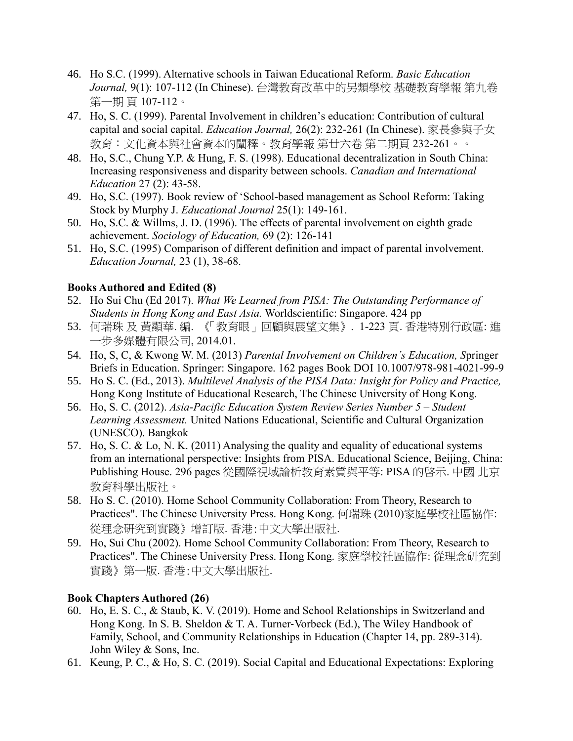46. Ho S.C. (1999). Alternative schools in Taiwan Educational Reform. *Basic Education Journal,* 9(1): 107-112 (In Chinese). 台灣教育改革中的另類學校 基礎教育學報 第九卷 第一期 頁 107-112。
47. Ho, S. C. (1999). Parental Involvement in children's education: Contribution of cultural capital and social capital. *Education Journal,* 26(2): 232-261 (In Chinese). 家長參與子女教育：文化資本與社會資本的闡釋。教育學報 第廿六卷 第二期頁 232-261。。
48. Ho, S.C., Chung Y.P. & Hung, F. S. (1998). Educational decentralization in South China: Increasing responsiveness and disparity between schools. *Canadian and International Education* 27 (2): 43-58.
49. Ho, S.C. (1997). Book review of 'School-based management as School Reform: Taking Stock by Murphy J. *Educational Journal* 25(1): 149-161.
50. Ho, S.C. & Willms, J. D. (1996). The effects of parental involvement on eighth grade achievement. *Sociology of Education,* 69 (2): 126-141
51. Ho, S.C. (1995) Comparison of different definition and impact of parental involvement. *Education Journal,* 23 (1), 38-68.

**Books Authored and Edited (8)**

52. Ho Sui Chu (Ed 2017). *What We Learned from PISA: The Outstanding Performance of Students in Hong Kong and East Asia.* Worldscientific: Singapore. 424 pp
53. 何瑞珠 及 黃顯華. 編. 《「教育眼」回顧與展望文集》. 1-223 頁. 香港特別行政區: 進一步多媒體有限公司, 2014.01.
54. Ho, S, C, & Kwong W. M. (2013) *Parental Involvement on Children's Education, S*pringer Briefs in Education. Springer: Singapore. 162 pages Book DOI 10.1007/978-981-4021-99-9
55. Ho S. C. (Ed., 2013). *Multilevel Analysis of the PISA Data: Insight for Policy and Practice,* Hong Kong Institute of Educational Research, The Chinese University of Hong Kong.
56. Ho, S. C. (2012). *Asia-Pacific Education System Review Series Number 5 – Student Learning Assessment.* United Nations Educational, Scientific and Cultural Organization (UNESCO). Bangkok
57. Ho, S. C. & Lo, N. K. (2011) Analysing the quality and equality of educational systems from an international perspective: Insights from PISA. Educational Science, Beijing, China: Publishing House. 296 pages 從國際視域論析教育素質與平等: PISA 的啓示. 中國 北京 教育科學出版社。
58. Ho S. C. (2010). Home School Community Collaboration: From Theory, Research to Practices". The Chinese University Press. Hong Kong. 何瑞珠 (2010)家庭學校社區協作: 從理念研究到實踐》增訂版. 香港:中文大學出版社.
59. Ho, Sui Chu (2002). Home School Community Collaboration: From Theory, Research to Practices". The Chinese University Press. Hong Kong. 家庭學校社區協作: 從理念研究到實踐》第一版. 香港:中文大學出版社.

**Book Chapters Authored (26)**

60. Ho, E. S. C., & Staub, K. V. (2019). Home and School Relationships in Switzerland and Hong Kong. In S. B. Sheldon & T. A. Turner-Vorbeck (Ed.), The Wiley Handbook of Family, School, and Community Relationships in Education (Chapter 14, pp. 289-314). John Wiley & Sons, Inc.
61. Keung, P. C., & Ho, S. C. (2019). Social Capital and Educational Expectations: Exploring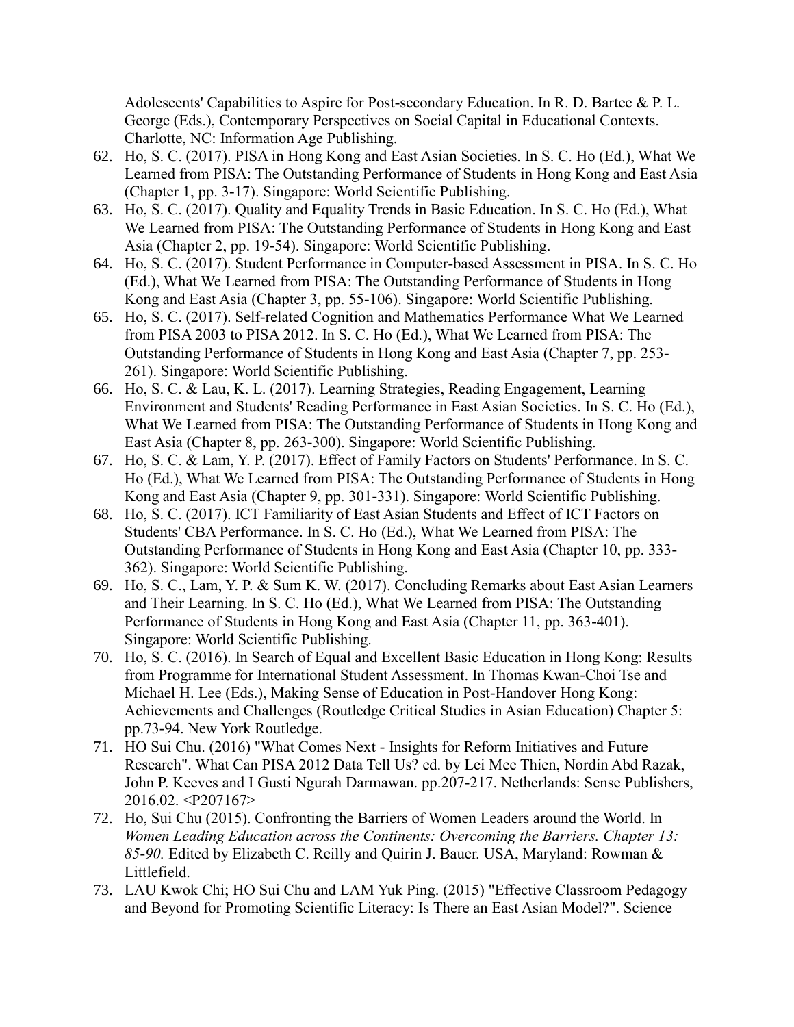Adolescents' Capabilities to Aspire for Post-secondary Education. In R. D. Bartee & P. L. George (Eds.), Contemporary Perspectives on Social Capital in Educational Contexts. Charlotte, NC: Information Age Publishing.

62. Ho, S. C. (2017). PISA in Hong Kong and East Asian Societies. In S. C. Ho (Ed.), What We Learned from PISA: The Outstanding Performance of Students in Hong Kong and East Asia (Chapter 1, pp. 3-17). Singapore: World Scientific Publishing.
63. Ho, S. C. (2017). Quality and Equality Trends in Basic Education. In S. C. Ho (Ed.), What We Learned from PISA: The Outstanding Performance of Students in Hong Kong and East Asia (Chapter 2, pp. 19-54). Singapore: World Scientific Publishing.
64. Ho, S. C. (2017). Student Performance in Computer-based Assessment in PISA. In S. C. Ho (Ed.), What We Learned from PISA: The Outstanding Performance of Students in Hong Kong and East Asia (Chapter 3, pp. 55-106). Singapore: World Scientific Publishing.
65. Ho, S. C. (2017). Self-related Cognition and Mathematics Performance What We Learned from PISA 2003 to PISA 2012. In S. C. Ho (Ed.), What We Learned from PISA: The Outstanding Performance of Students in Hong Kong and East Asia (Chapter 7, pp. 253-261). Singapore: World Scientific Publishing.
66. Ho, S. C. & Lau, K. L. (2017). Learning Strategies, Reading Engagement, Learning Environment and Students' Reading Performance in East Asian Societies. In S. C. Ho (Ed.), What We Learned from PISA: The Outstanding Performance of Students in Hong Kong and East Asia (Chapter 8, pp. 263-300). Singapore: World Scientific Publishing.
67. Ho, S. C. & Lam, Y. P. (2017). Effect of Family Factors on Students' Performance. In S. C. Ho (Ed.), What We Learned from PISA: The Outstanding Performance of Students in Hong Kong and East Asia (Chapter 9, pp. 301-331). Singapore: World Scientific Publishing.
68. Ho, S. C. (2017). ICT Familiarity of East Asian Students and Effect of ICT Factors on Students' CBA Performance. In S. C. Ho (Ed.), What We Learned from PISA: The Outstanding Performance of Students in Hong Kong and East Asia (Chapter 10, pp. 333-362). Singapore: World Scientific Publishing.
69. Ho, S. C., Lam, Y. P. & Sum K. W. (2017). Concluding Remarks about East Asian Learners and Their Learning. In S. C. Ho (Ed.), What We Learned from PISA: The Outstanding Performance of Students in Hong Kong and East Asia (Chapter 11, pp. 363-401). Singapore: World Scientific Publishing.
70. Ho, S. C. (2016). In Search of Equal and Excellent Basic Education in Hong Kong: Results from Programme for International Student Assessment. In Thomas Kwan-Choi Tse and Michael H. Lee (Eds.), Making Sense of Education in Post-Handover Hong Kong: Achievements and Challenges (Routledge Critical Studies in Asian Education) Chapter 5: pp.73-94. New York Routledge.
71. HO Sui Chu. (2016) "What Comes Next - Insights for Reform Initiatives and Future Research". What Can PISA 2012 Data Tell Us? ed. by Lei Mee Thien, Nordin Abd Razak, John P. Keeves and I Gusti Ngurah Darmawan. pp.207-217. Netherlands: Sense Publishers, 2016.02. <P207167>
72. Ho, Sui Chu (2015). Confronting the Barriers of Women Leaders around the World. In *Women Leading Education across the Continents: Overcoming the Barriers. Chapter 13: 85-90.* Edited by Elizabeth C. Reilly and Quirin J. Bauer. USA, Maryland: Rowman & Littlefield.
73. LAU Kwok Chi; HO Sui Chu and LAM Yuk Ping. (2015) "Effective Classroom Pedagogy and Beyond for Promoting Scientific Literacy: Is There an East Asian Model?". Science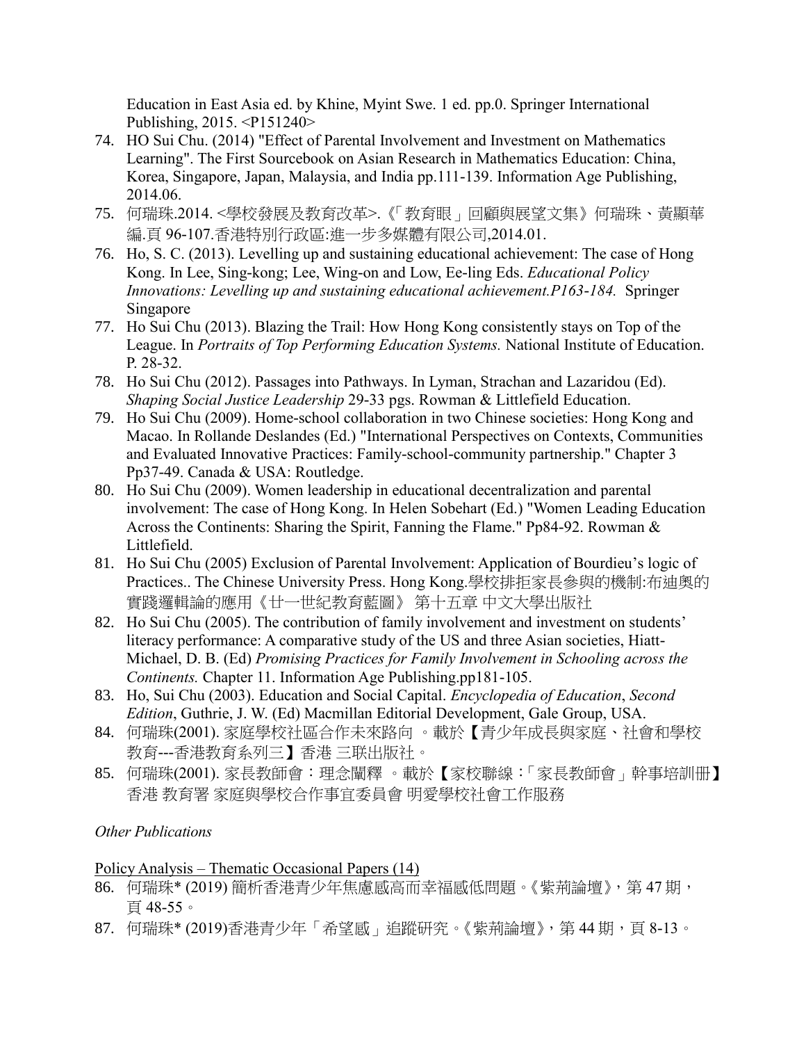Education in East Asia ed. by Khine, Myint Swe. 1 ed. pp.0. Springer International Publishing, 2015. <P151240>

74. HO Sui Chu. (2014) "Effect of Parental Involvement and Investment on Mathematics Learning". The First Sourcebook on Asian Research in Mathematics Education: China, Korea, Singapore, Japan, Malaysia, and India pp.111-139. Information Age Publishing, 2014.06.
75. 何瑞珠.2014. <學校發展及教育改革>.《「教育眼」回顧與展望文集》何瑞珠、黃顯華編.頁 96-107.香港特別行政區:進一步多媒體有限公司,2014.01.
76. Ho, S. C. (2013). Levelling up and sustaining educational achievement: The case of Hong Kong. In Lee, Sing-kong; Lee, Wing-on and Low, Ee-ling Eds. *Educational Policy Innovations: Levelling up and sustaining educational achievement.P163-184.* Springer Singapore
77. Ho Sui Chu (2013). Blazing the Trail: How Hong Kong consistently stays on Top of the League. In *Portraits of Top Performing Education Systems.* National Institute of Education. P. 28-32.
78. Ho Sui Chu (2012). Passages into Pathways. In Lyman, Strachan and Lazaridou (Ed). *Shaping Social Justice Leadership* 29-33 pgs. Rowman & Littlefield Education.
79. Ho Sui Chu (2009). Home-school collaboration in two Chinese societies: Hong Kong and Macao. In Rollande Deslandes (Ed.) "International Perspectives on Contexts, Communities and Evaluated Innovative Practices: Family-school-community partnership." Chapter 3 Pp37-49. Canada & USA: Routledge.
80. Ho Sui Chu (2009). Women leadership in educational decentralization and parental involvement: The case of Hong Kong. In Helen Sobehart (Ed.) "Women Leading Education Across the Continents: Sharing the Spirit, Fanning the Flame." Pp84-92. Rowman & Littlefield.
81. Ho Sui Chu (2005) Exclusion of Parental Involvement: Application of Bourdieu's logic of Practices.. The Chinese University Press. Hong Kong.學校排拒家長參與的機制:布迪奧的實踐邏輯論的應用《廿一世紀教育藍圖》 第十五章 中文大學出版社
82. Ho Sui Chu (2005). The contribution of family involvement and investment on students' literacy performance: A comparative study of the US and three Asian societies, Hiatt-Michael, D. B. (Ed) *Promising Practices for Family Involvement in Schooling across the Continents.* Chapter 11. Information Age Publishing.pp181-105.
83. Ho, Sui Chu (2003). Education and Social Capital. *Encyclopedia of Education*, *Second Edition*, Guthrie, J. W. (Ed) Macmillan Editorial Development, Gale Group, USA.
84. 何瑞珠(2001). 家庭學校社區合作未來路向 。載於【青少年成長與家庭、社會和學校教育---香港教育系列三】香港 三联出版社。
85. 何瑞珠(2001). 家長教師會：理念闡釋 。載於【家校聯線：「家長教師會」幹事培訓冊】香港 教育署 家庭與學校合作事宜委員會 明愛學校社會工作服務

*Other Publications*

<u>Policy Analysis – Thematic Occasional Papers (14)</u>

86. 何瑞珠* (2019) 簡析香港青少年焦慮感高而幸福感低問題。《紫荊論壇》，第 47 期，頁 48-55。
87. 何瑞珠* (2019)香港青少年「希望感」追蹤研究。《紫荊論壇》，第 44 期，頁 8-13。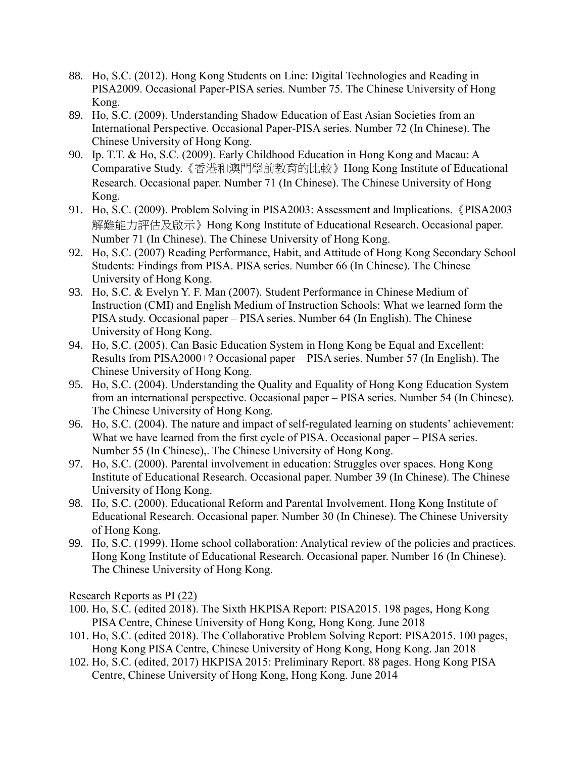88. Ho, S.C. (2012). Hong Kong Students on Line: Digital Technologies and Reading in PISA2009. Occasional Paper-PISA series. Number 75. The Chinese University of Hong Kong.
89. Ho, S.C. (2009). Understanding Shadow Education of East Asian Societies from an International Perspective. Occasional Paper-PISA series. Number 72 (In Chinese). The Chinese University of Hong Kong.
90. Ip. T.T. & Ho, S.C. (2009). Early Childhood Education in Hong Kong and Macau: A Comparative Study.《香港和澳門學前教育的比較》Hong Kong Institute of Educational Research. Occasional paper. Number 71 (In Chinese). The Chinese University of Hong Kong.
91. Ho, S.C. (2009). Problem Solving in PISA2003: Assessment and Implications.《PISA2003 解難能力評估及啟示》Hong Kong Institute of Educational Research. Occasional paper. Number 71 (In Chinese). The Chinese University of Hong Kong.
92. Ho, S.C. (2007) Reading Performance, Habit, and Attitude of Hong Kong Secondary School Students: Findings from PISA. PISA series. Number 66 (In Chinese). The Chinese University of Hong Kong.
93. Ho, S.C. & Evelyn Y. F. Man (2007). Student Performance in Chinese Medium of Instruction (CMI) and English Medium of Instruction Schools: What we learned form the PISA study. Occasional paper – PISA series. Number 64 (In English). The Chinese University of Hong Kong.
94. Ho, S.C. (2005). Can Basic Education System in Hong Kong be Equal and Excellent: Results from PISA2000+? Occasional paper – PISA series. Number 57 (In English). The Chinese University of Hong Kong.
95. Ho, S.C. (2004). Understanding the Quality and Equality of Hong Kong Education System from an international perspective. Occasional paper – PISA series. Number 54 (In Chinese). The Chinese University of Hong Kong.
96. Ho, S.C. (2004). The nature and impact of self-regulated learning on students' achievement: What we have learned from the first cycle of PISA. Occasional paper – PISA series. Number 55 (In Chinese),. The Chinese University of Hong Kong.
97. Ho, S.C. (2000). Parental involvement in education: Struggles over spaces. Hong Kong Institute of Educational Research. Occasional paper. Number 39 (In Chinese). The Chinese University of Hong Kong.
98. Ho, S.C. (2000). Educational Reform and Parental Involvement. Hong Kong Institute of Educational Research. Occasional paper. Number 30 (In Chinese). The Chinese University of Hong Kong.
99. Ho, S.C. (1999). Home school collaboration: Analytical review of the policies and practices. Hong Kong Institute of Educational Research. Occasional paper. Number 16 (In Chinese). The Chinese University of Hong Kong.

Research Reports as PI (22)

100. Ho, S.C. (edited 2018). The Sixth HKPISA Report: PISA2015. 198 pages, Hong Kong PISA Centre, Chinese University of Hong Kong, Hong Kong. June 2018
101. Ho, S.C. (edited 2018). The Collaborative Problem Solving Report: PISA2015. 100 pages, Hong Kong PISA Centre, Chinese University of Hong Kong, Hong Kong. Jan 2018
102. Ho, S.C. (edited, 2017) HKPISA 2015: Preliminary Report. 88 pages. Hong Kong PISA Centre, Chinese University of Hong Kong, Hong Kong. June 2014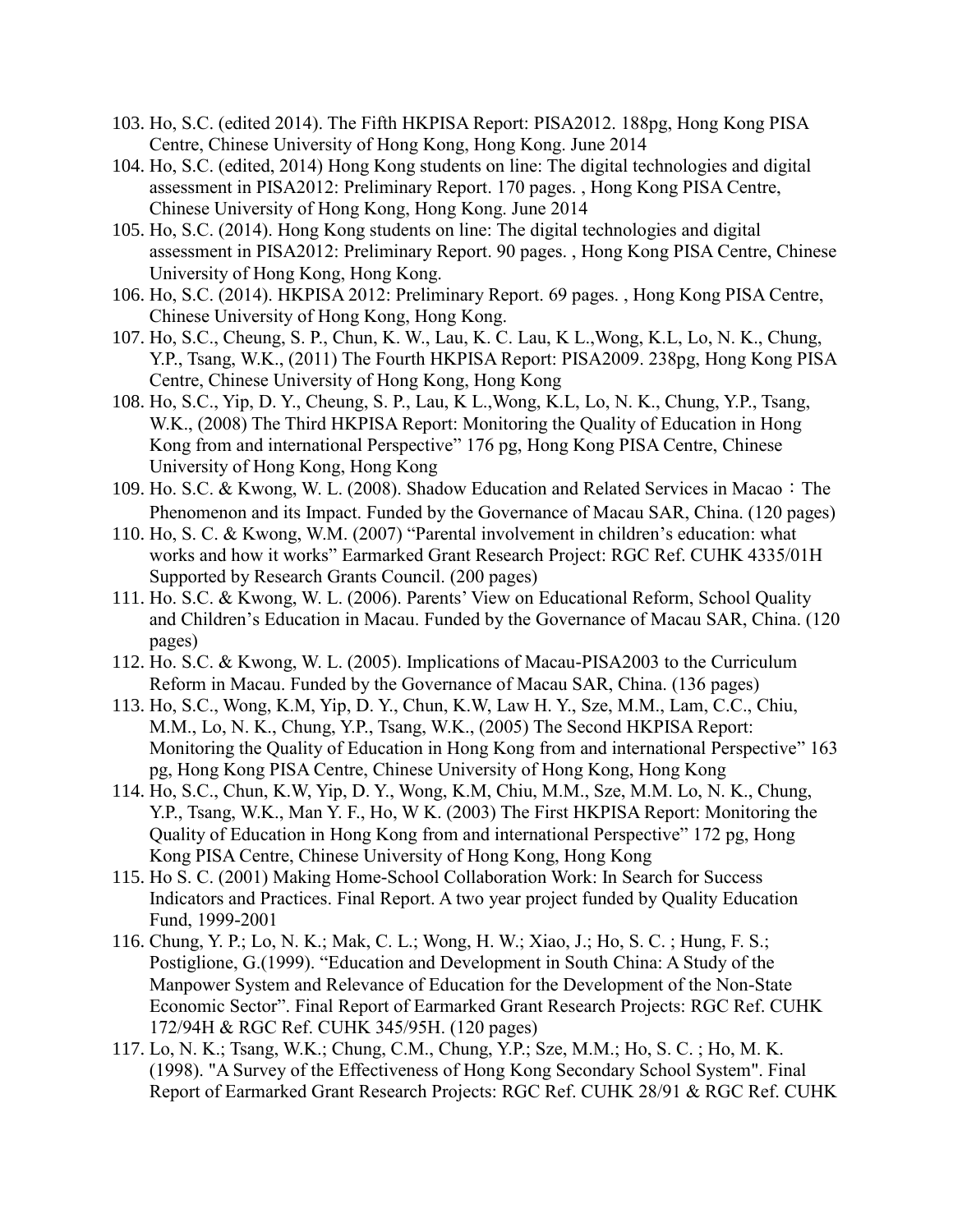103. Ho, S.C. (edited 2014). The Fifth HKPISA Report: PISA2012. 188pg, Hong Kong PISA Centre, Chinese University of Hong Kong, Hong Kong. June 2014
104. Ho, S.C. (edited, 2014) Hong Kong students on line: The digital technologies and digital assessment in PISA2012: Preliminary Report. 170 pages. , Hong Kong PISA Centre, Chinese University of Hong Kong, Hong Kong. June 2014
105. Ho, S.C. (2014). Hong Kong students on line: The digital technologies and digital assessment in PISA2012: Preliminary Report. 90 pages. , Hong Kong PISA Centre, Chinese University of Hong Kong, Hong Kong.
106. Ho, S.C. (2014). HKPISA 2012: Preliminary Report. 69 pages. , Hong Kong PISA Centre, Chinese University of Hong Kong, Hong Kong.
107. Ho, S.C., Cheung, S. P., Chun, K. W., Lau, K. C. Lau, K L.,Wong, K.L, Lo, N. K., Chung, Y.P., Tsang, W.K., (2011) The Fourth HKPISA Report: PISA2009. 238pg, Hong Kong PISA Centre, Chinese University of Hong Kong, Hong Kong
108. Ho, S.C., Yip, D. Y., Cheung, S. P., Lau, K L.,Wong, K.L, Lo, N. K., Chung, Y.P., Tsang, W.K., (2008) The Third HKPISA Report: Monitoring the Quality of Education in Hong Kong from and international Perspective" 176 pg, Hong Kong PISA Centre, Chinese University of Hong Kong, Hong Kong
109. Ho. S.C. & Kwong, W. L. (2008). Shadow Education and Related Services in Macao：The Phenomenon and its Impact. Funded by the Governance of Macau SAR, China. (120 pages)
110. Ho, S. C. & Kwong, W.M. (2007) "Parental involvement in children's education: what works and how it works" Earmarked Grant Research Project: RGC Ref. CUHK 4335/01H Supported by Research Grants Council. (200 pages)
111. Ho. S.C. & Kwong, W. L. (2006). Parents' View on Educational Reform, School Quality and Children's Education in Macau. Funded by the Governance of Macau SAR, China. (120 pages)
112. Ho. S.C. & Kwong, W. L. (2005). Implications of Macau-PISA2003 to the Curriculum Reform in Macau. Funded by the Governance of Macau SAR, China. (136 pages)
113. Ho, S.C., Wong, K.M, Yip, D. Y., Chun, K.W, Law H. Y., Sze, M.M., Lam, C.C., Chiu, M.M., Lo, N. K., Chung, Y.P., Tsang, W.K., (2005) The Second HKPISA Report: Monitoring the Quality of Education in Hong Kong from and international Perspective" 163 pg, Hong Kong PISA Centre, Chinese University of Hong Kong, Hong Kong
114. Ho, S.C., Chun, K.W, Yip, D. Y., Wong, K.M, Chiu, M.M., Sze, M.M. Lo, N. K., Chung, Y.P., Tsang, W.K., Man Y. F., Ho, W K. (2003) The First HKPISA Report: Monitoring the Quality of Education in Hong Kong from and international Perspective" 172 pg, Hong Kong PISA Centre, Chinese University of Hong Kong, Hong Kong
115. Ho S. C. (2001) Making Home-School Collaboration Work: In Search for Success Indicators and Practices. Final Report. A two year project funded by Quality Education Fund, 1999-2001
116. Chung, Y. P.; Lo, N. K.; Mak, C. L.; Wong, H. W.; Xiao, J.; Ho, S. C. ; Hung, F. S.; Postiglione, G.(1999). "Education and Development in South China: A Study of the Manpower System and Relevance of Education for the Development of the Non-State Economic Sector". Final Report of Earmarked Grant Research Projects: RGC Ref. CUHK 172/94H & RGC Ref. CUHK 345/95H. (120 pages)
117. Lo, N. K.; Tsang, W.K.; Chung, C.M., Chung, Y.P.; Sze, M.M.; Ho, S. C. ; Ho, M. K. (1998). "A Survey of the Effectiveness of Hong Kong Secondary School System". Final Report of Earmarked Grant Research Projects: RGC Ref. CUHK 28/91 & RGC Ref. CUHK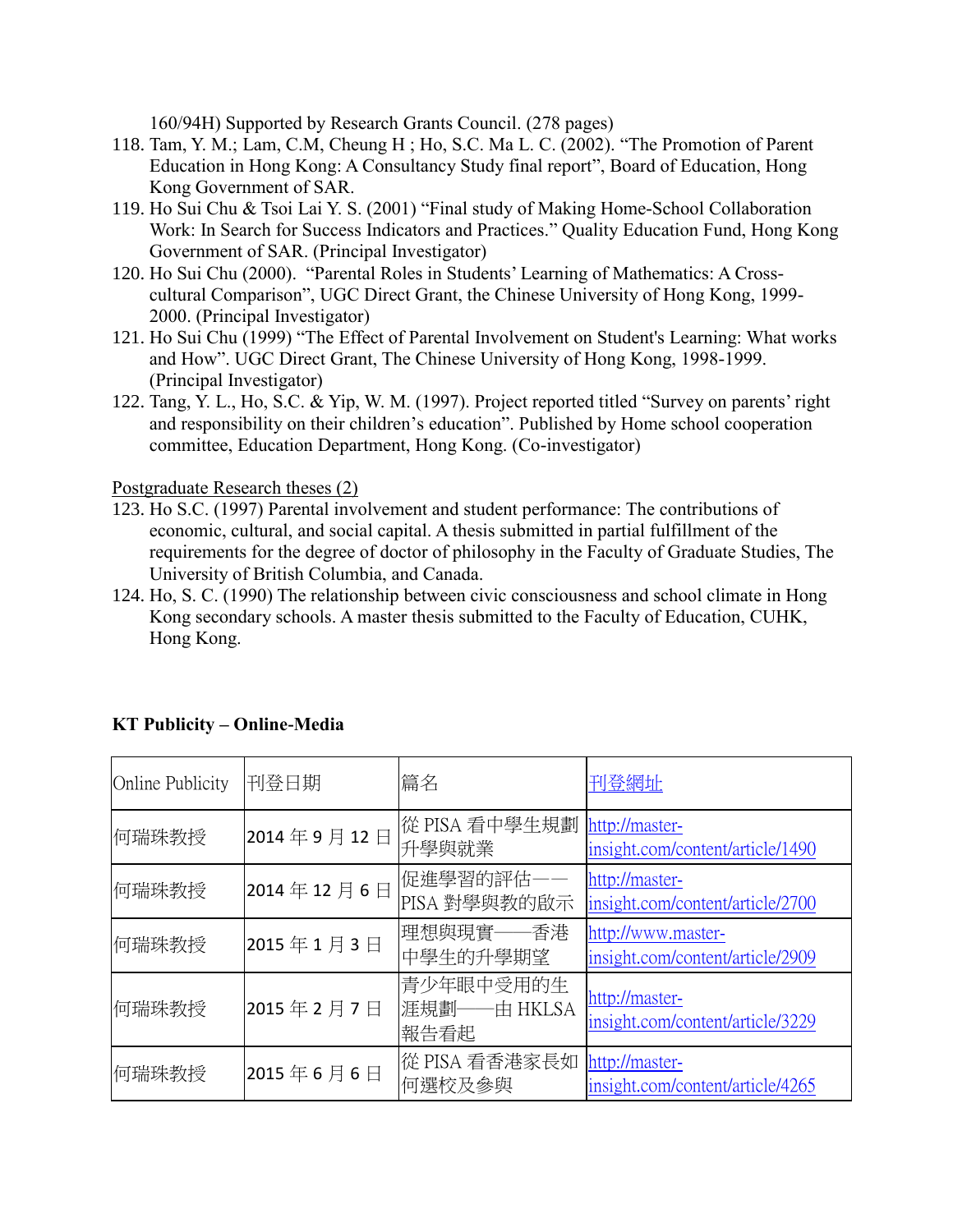160/94H) Supported by Research Grants Council. (278 pages)

118. Tam, Y. M.; Lam, C.M, Cheung H ; Ho, S.C. Ma L. C. (2002). "The Promotion of Parent Education in Hong Kong: A Consultancy Study final report", Board of Education, Hong Kong Government of SAR.
119. Ho Sui Chu & Tsoi Lai Y. S. (2001) "Final study of Making Home-School Collaboration Work: In Search for Success Indicators and Practices." Quality Education Fund, Hong Kong Government of SAR. (Principal Investigator)
120. Ho Sui Chu (2000). "Parental Roles in Students' Learning of Mathematics: A Cross-cultural Comparison", UGC Direct Grant, the Chinese University of Hong Kong, 1999-2000. (Principal Investigator)
121. Ho Sui Chu (1999) "The Effect of Parental Involvement on Student's Learning: What works and How". UGC Direct Grant, The Chinese University of Hong Kong, 1998-1999. (Principal Investigator)
122. Tang, Y. L., Ho, S.C. & Yip, W. M. (1997). Project reported titled "Survey on parents' right and responsibility on their children's education". Published by Home school cooperation committee, Education Department, Hong Kong. (Co-investigator)

Postgraduate Research theses (2)

123. Ho S.C. (1997) Parental involvement and student performance: The contributions of economic, cultural, and social capital. A thesis submitted in partial fulfillment of the requirements for the degree of doctor of philosophy in the Faculty of Graduate Studies, The University of British Columbia, and Canada.
124. Ho, S. C. (1990) The relationship between civic consciousness and school climate in Hong Kong secondary schools. A master thesis submitted to the Faculty of Education, CUHK, Hong Kong.

**KT Publicity – Online-Media**

| Online Publicity | 刊登日期 | 篇名 | 刊登網址 |
|---|---|---|---|
| 何瑞珠教授 | 2014 年 9 月 12 日 | 從 PISA 看中學生規劃升學與就業 | http://master-insight.com/content/article/1490 |
| 何瑞珠教授 | 2014 年 12 月 6 日 | 促進學習的評估——PISA 對學與教的啟示 | http://master-insight.com/content/article/2700 |
| 何瑞珠教授 | 2015 年 1 月 3 日 | 理想與現實——香港中學生的升學期望 | http://www.master-insight.com/content/article/2909 |
| 何瑞珠教授 | 2015 年 2 月 7 日 | 青少年眼中受用的生涯規劃——由 HKLSA 報告看起 | http://master-insight.com/content/article/3229 |
| 何瑞珠教授 | 2015 年 6 月 6 日 | 從 PISA 看香港家長如何選校及參與 | http://master-insight.com/content/article/4265 |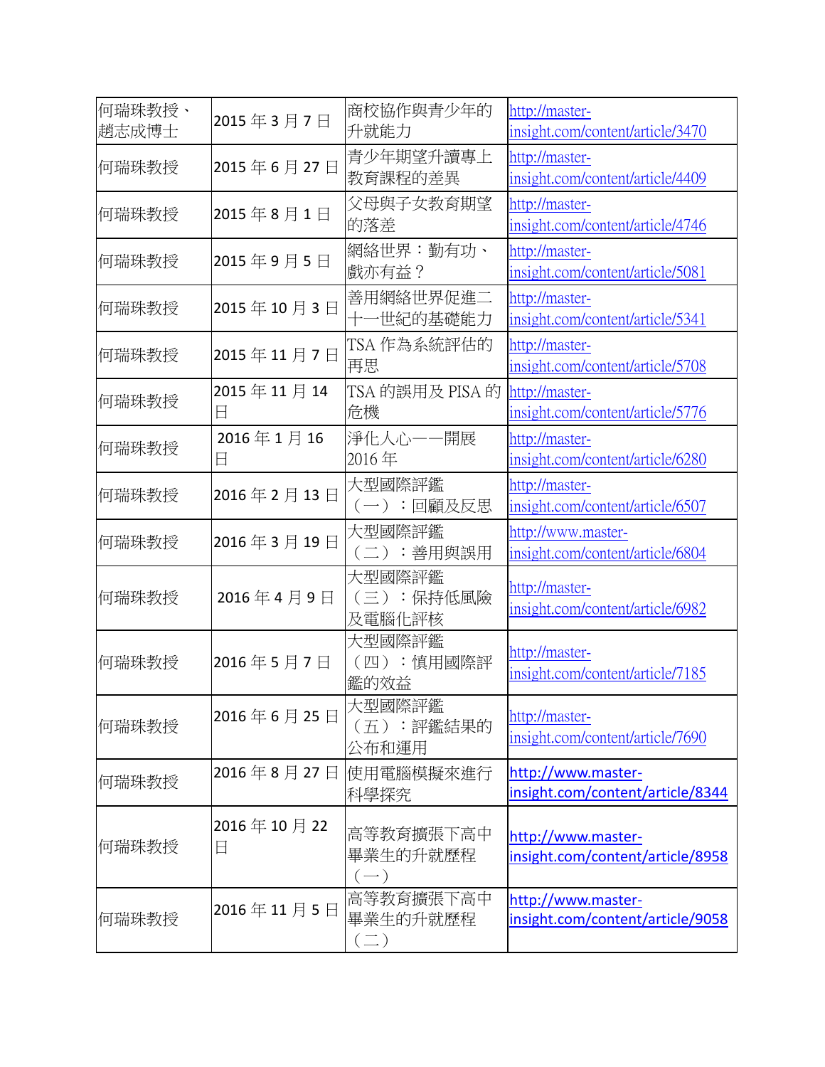| 何瑞珠教授、趙志成博士 | 2015 年 3 月 7 日 | 商校協作與青少年的升就能力 | http://master-insight.com/content/article/3470 |
|---|---|---|---|
| 何瑞珠教授 | 2015 年 6 月 27 日 | 青少年期望升讀專上教育課程的差異 | http://master-insight.com/content/article/4409 |
| 何瑞珠教授 | 2015 年 8 月 1 日 | 父母與子女教育期望的落差 | http://master-insight.com/content/article/4746 |
| 何瑞珠教授 | 2015 年 9 月 5 日 | 網絡世界：勤有功、戲亦有益？ | http://master-insight.com/content/article/5081 |
| 何瑞珠教授 | 2015 年 10 月 3 日 | 善用網絡世界促進二十一世紀的基礎能力 | http://master-insight.com/content/article/5341 |
| 何瑞珠教授 | 2015 年 11 月 7 日 | TSA 作為系統評估的再思 | http://master-insight.com/content/article/5708 |
| 何瑞珠教授 | 2015 年 11 月 14 日 | TSA 的誤用及 PISA 的危機 | http://master-insight.com/content/article/5776 |
| 何瑞珠教授 | 2016 年 1 月 16 日 | 淨化人心——開展 2016 年 | http://master-insight.com/content/article/6280 |
| 何瑞珠教授 | 2016 年 2 月 13 日 | 大型國際評鑑（一）：回顧及反思 | http://master-insight.com/content/article/6507 |
| 何瑞珠教授 | 2016 年 3 月 19 日 | 大型國際評鑑（二）：善用與誤用 | http://www.master-insight.com/content/article/6804 |
| 何瑞珠教授 | 2016 年 4 月 9 日 | 大型國際評鑑（三）：保持低風險及電腦化評核 | http://master-insight.com/content/article/6982 |
| 何瑞珠教授 | 2016 年 5 月 7 日 | 大型國際評鑑（四）：慎用國際評鑑的效益 | http://master-insight.com/content/article/7185 |
| 何瑞珠教授 | 2016 年 6 月 25 日 | 大型國際評鑑（五）：評鑑結果的公布和運用 | http://master-insight.com/content/article/7690 |
| 何瑞珠教授 | 2016 年 8 月 27 日 | 使用電腦模擬來進行科學探究 | http://www.master-insight.com/content/article/8344 |
| 何瑞珠教授 | 2016 年 10 月 22 日 | 高等教育擴張下高中畢業生的升就歷程（一） | http://www.master-insight.com/content/article/8958 |
| 何瑞珠教授 | 2016 年 11 月 5 日 | 高等教育擴張下高中畢業生的升就歷程（二） | http://www.master-insight.com/content/article/9058 |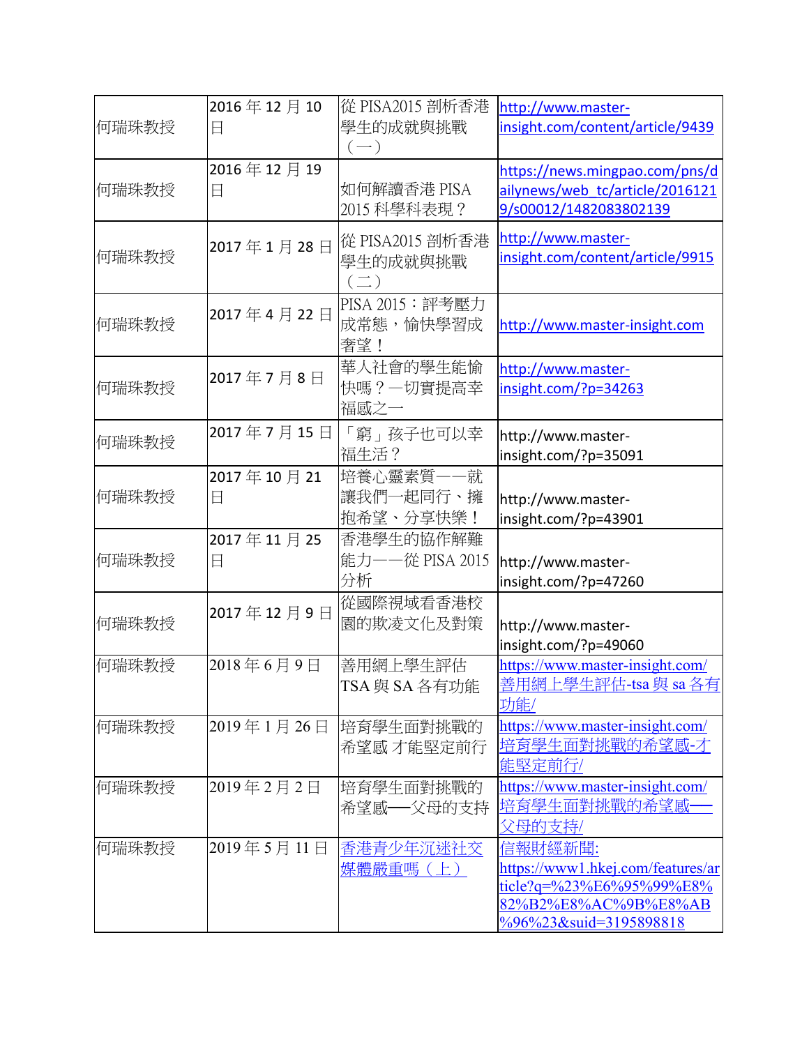| 何瑞珠教授 | 2016 年 12 月 10 日 | 從 PISA2015 剖析香港學生的成就與挑戰（一） | http://www.master-insight.com/content/article/9439 |
|---|---|---|---|
| 何瑞珠教授 | 2016 年 12 月 19 日 | 如何解讀香港 PISA 2015 科學科表現？ | https://news.mingpao.com/pns/dailynews/web_tc/article/20161219/s00012/1482083802139 |
| 何瑞珠教授 | 2017 年 1 月 28 日 | 從 PISA2015 剖析香港學生的成就與挑戰（二） | http://www.master-insight.com/content/article/9915 |
| 何瑞珠教授 | 2017 年 4 月 22 日 | PISA 2015：評考壓力成常態，愉快學習成奢望！ | http://www.master-insight.com |
| 何瑞珠教授 | 2017 年 7 月 8 日 | 華人社會的學生能愉快嗎？—切實提高幸福感之一 | http://www.master-insight.com/?p=34263 |
| 何瑞珠教授 | 2017 年 7 月 15 日 | 「窮」孩子也可以幸福生活？ | http://www.master-insight.com/?p=35091 |
| 何瑞珠教授 | 2017 年 10 月 21 日 | 培養心靈素質——就讓我們一起同行、擁抱希望、分享快樂！ | http://www.master-insight.com/?p=43901 |
| 何瑞珠教授 | 2017 年 11 月 25 日 | 香港學生的協作解難能力——從 PISA 2015 分析 | http://www.master-insight.com/?p=47260 |
| 何瑞珠教授 | 2017 年 12 月 9 日 | 從國際視域看香港校園的欺凌文化及對策 | http://www.master-insight.com/?p=49060 |
| 何瑞珠教授 | 2018 年 6 月 9 日 | 善用網上學生評估 TSA 與 SA 各有功能 | https://www.master-insight.com/善用網上學生評估-tsa 與 sa 各有功能/ |
| 何瑞珠教授 | 2019 年 1 月 26 日 | 培育學生面對挑戰的希望感 才能堅定前行 | https://www.master-insight.com/培育學生面對挑戰的希望感-才能堅定前行/ |
| 何瑞珠教授 | 2019 年 2 月 2 日 | 培育學生面對挑戰的希望感──父母的支持 | https://www.master-insight.com/培育學生面對挑戰的希望感──父母的支持/ |
| 何瑞珠教授 | 2019 年 5 月 11 日 | 香港青少年沉迷社交媒體嚴重嗎（上） | 信報財經新聞: https://www1.hkej.com/features/article?q=%23%E6%95%99%E8%82%B2%E8%AC%9B%E8%AB%96%23&suid=3195898818 |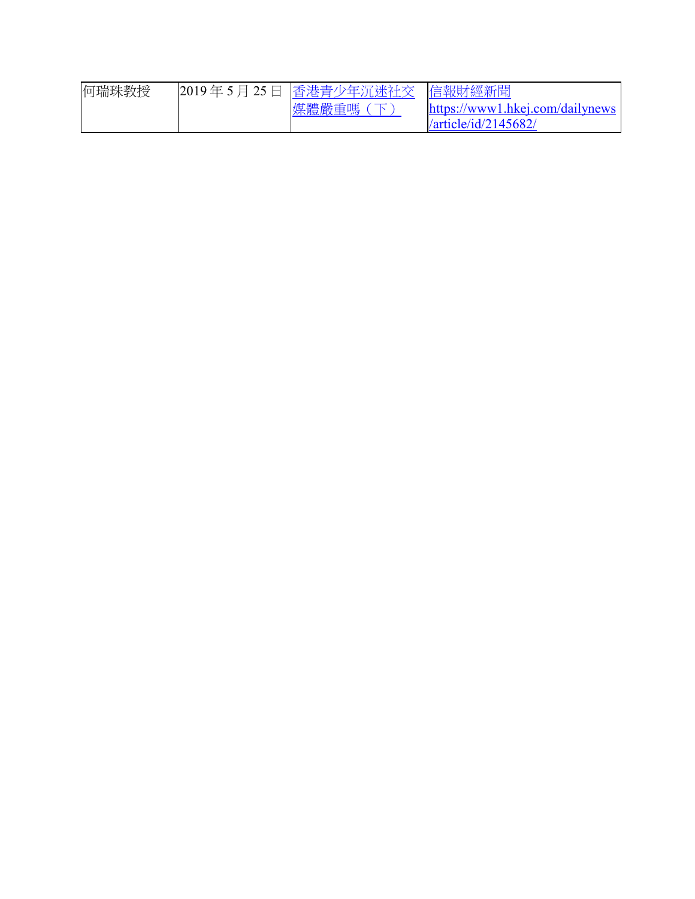| | | | |
|---|---|---|---|
| 何瑞珠教授 | 2019 年 5 月 25 日 | 香港青少年沉迷社交媒體嚴重嗎（下） | 信報財經新聞 https://www1.hkej.com/dailynews/article/id/2145682/ |